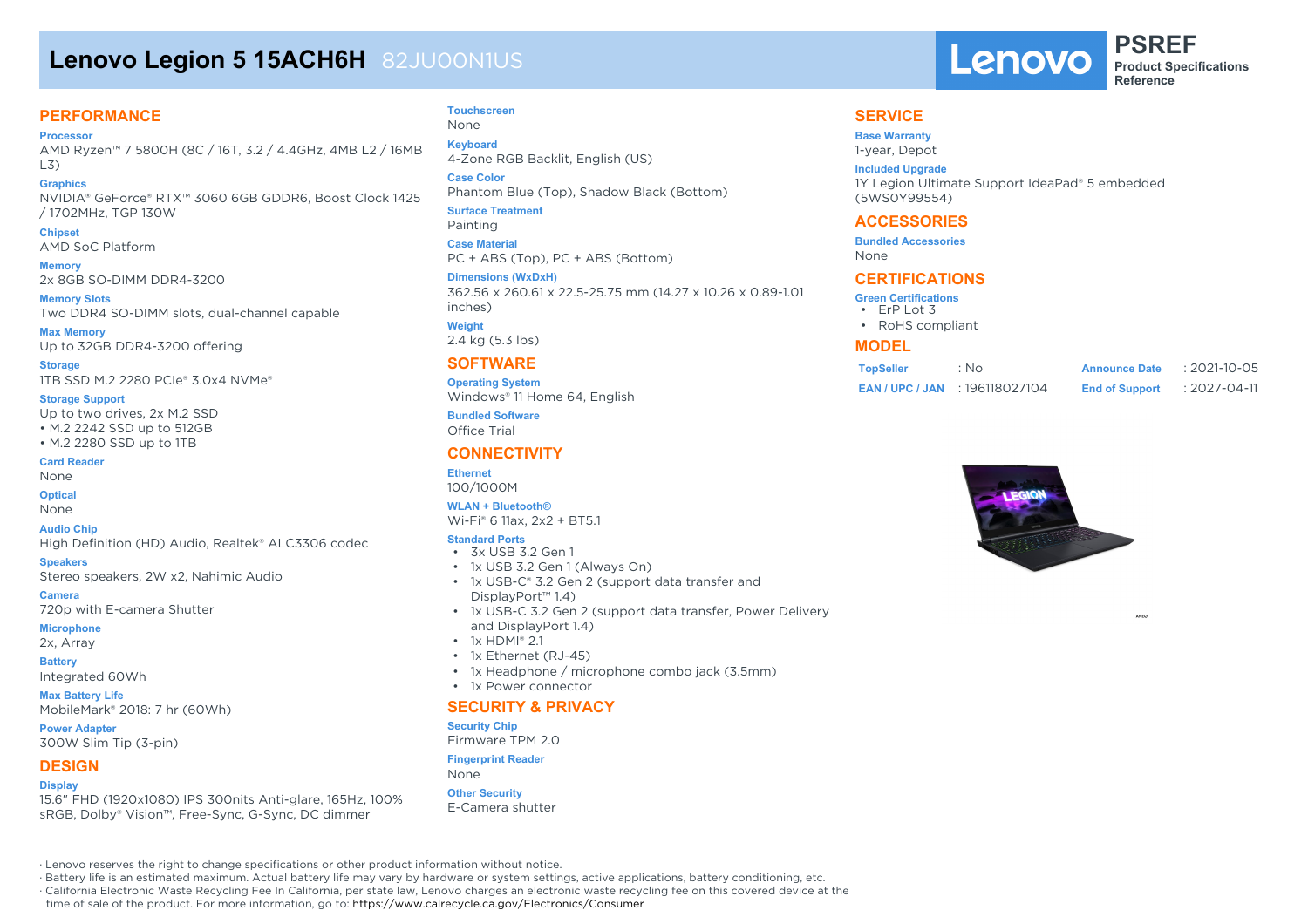# Lenovo Legion 5 15ACH6H 82JU00N1US

Lenovo **PSREF** Product Specifications Reference

## PERFORMANCE

**Processor**
AMD Ryzen™ 7 5800H (8C / 16T, 3.2 / 4.4GHz, 4MB L2 / 16MB L3)

**Graphics**
NVIDIA® GeForce® RTX™ 3060 6GB GDDR6, Boost Clock 1425 / 1702MHz, TGP 130W

**Chipset**
AMD SoC Platform

**Memory**
2x 8GB SO-DIMM DDR4-3200

**Memory Slots**
Two DDR4 SO-DIMM slots, dual-channel capable

**Max Memory**
Up to 32GB DDR4-3200 offering

**Storage**
1TB SSD M.2 2280 PCIe® 3.0x4 NVMe®

**Storage Support**
Up to two drives, 2x M.2 SSD
• M.2 2242 SSD up to 512GB
• M.2 2280 SSD up to 1TB

**Card Reader**
None

**Optical**
None

**Audio Chip**
High Definition (HD) Audio, Realtek® ALC3306 codec

**Speakers**
Stereo speakers, 2W x2, Nahimic Audio

**Camera**
720p with E-camera Shutter

**Microphone**
2x, Array

**Battery**
Integrated 60Wh

**Max Battery Life**
MobileMark® 2018: 7 hr (60Wh)

**Power Adapter**
300W Slim Tip (3-pin)

## DESIGN

**Display**
15.6" FHD (1920x1080) IPS 300nits Anti-glare, 165Hz, 100% sRGB, Dolby® Vision™, Free-Sync, G-Sync, DC dimmer

**Touchscreen**
None

**Keyboard**
4-Zone RGB Backlit, English (US)

**Case Color**
Phantom Blue (Top), Shadow Black (Bottom)

**Surface Treatment**
Painting

**Case Material**
PC + ABS (Top), PC + ABS (Bottom)

**Dimensions (WxDxH)**
362.56 x 260.61 x 22.5-25.75 mm (14.27 x 10.26 x 0.89-1.01 inches)

**Weight**
2.4 kg (5.3 lbs)

## SOFTWARE

**Operating System**
Windows® 11 Home 64, English

**Bundled Software**
Office Trial

## CONNECTIVITY

**Ethernet**
100/1000M

**WLAN + Bluetooth®**
Wi-Fi® 6 11ax, 2x2 + BT5.1

**Standard Ports**
- 3x USB 3.2 Gen 1
- 1x USB 3.2 Gen 1 (Always On)
- 1x USB-C® 3.2 Gen 2 (support data transfer and DisplayPort™ 1.4)
- 1x USB-C 3.2 Gen 2 (support data transfer, Power Delivery and DisplayPort 1.4)
- 1x HDMI® 2.1
- 1x Ethernet (RJ-45)
- 1x Headphone / microphone combo jack (3.5mm)
- 1x Power connector

## SECURITY & PRIVACY

**Security Chip**
Firmware TPM 2.0

**Fingerprint Reader**
None

**Other Security**
E-Camera shutter

## SERVICE

**Base Warranty**
1-year, Depot

**Included Upgrade**
1Y Legion Ultimate Support IdeaPad® 5 embedded (5WS0Y99554)

## ACCESSORIES

**Bundled Accessories**
None

## CERTIFICATIONS

**Green Certifications**
- ErP Lot 3
- RoHS compliant

## MODEL

| | | | |
|---|---|---|---|
| TopSeller | : No | Announce Date | : 2021-10-05 |
| EAN / UPC / JAN | : 196118027104 | End of Support | : 2027-04-11 |

· Lenovo reserves the right to change specifications or other product information without notice.
· Battery life is an estimated maximum. Actual battery life may vary by hardware or system settings, active applications, battery conditioning, etc.
· California Electronic Waste Recycling Fee In California, per state law, Lenovo charges an electronic waste recycling fee on this covered device at the time of sale of the product. For more information, go to: https://www.calrecycle.ca.gov/Electronics/Consumer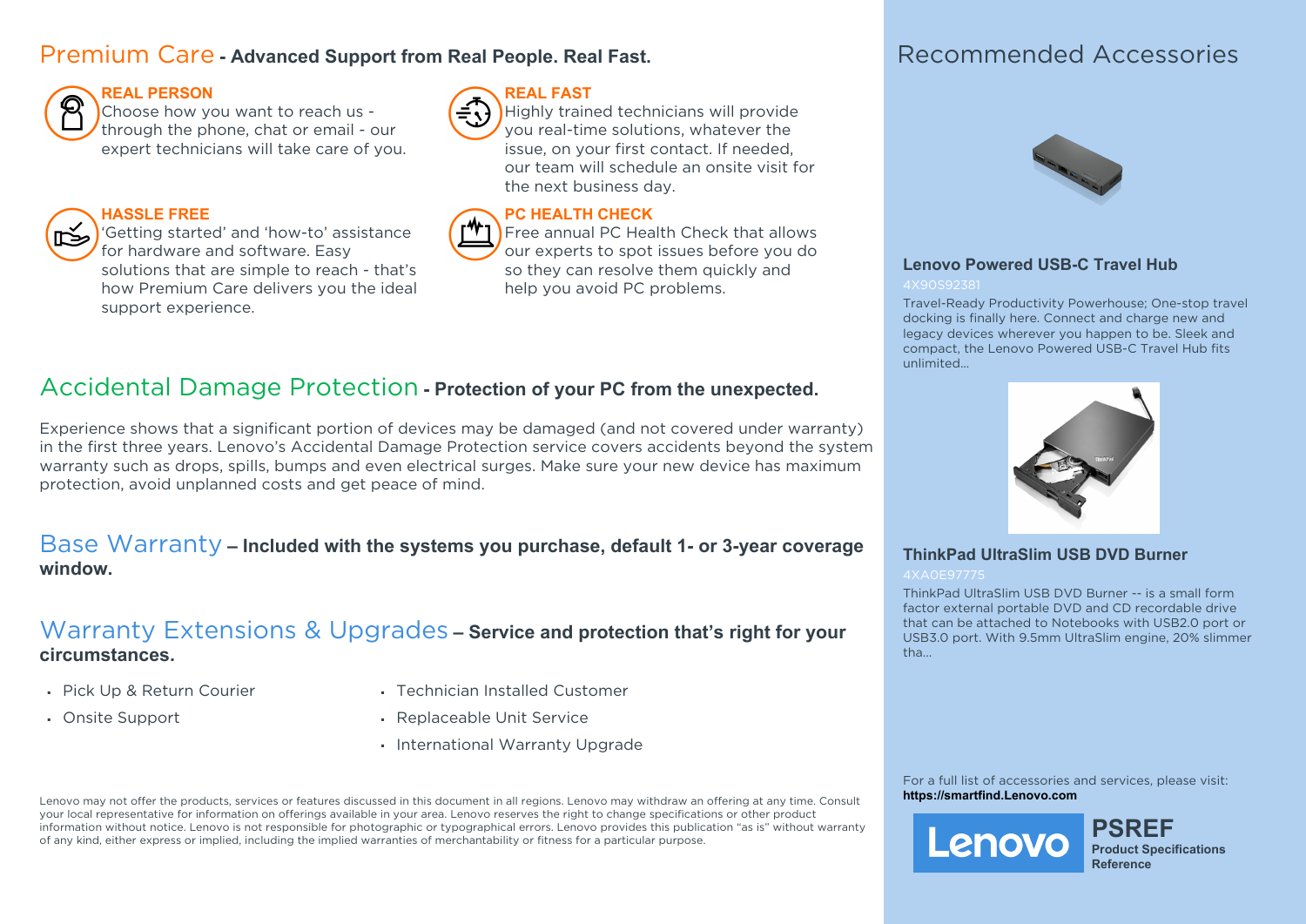## Premium Care - Advanced Support from Real People. Real Fast.

**REAL PERSON**
Choose how you want to reach us - through the phone, chat or email - our expert technicians will take care of you.

**REAL FAST**
Highly trained technicians will provide you real-time solutions, whatever the issue, on your first contact. If needed, our team will schedule an onsite visit for the next business day.

**HASSLE FREE**
'Getting started' and 'how-to' assistance for hardware and software. Easy solutions that are simple to reach - that's how Premium Care delivers you the ideal support experience.

**PC HEALTH CHECK**
Free annual PC Health Check that allows our experts to spot issues before you do so they can resolve them quickly and help you avoid PC problems.

## Accidental Damage Protection - Protection of your PC from the unexpected.

Experience shows that a significant portion of devices may be damaged (and not covered under warranty) in the first three years. Lenovo's Accidental Damage Protection service covers accidents beyond the system warranty such as drops, spills, bumps and even electrical surges. Make sure your new device has maximum protection, avoid unplanned costs and get peace of mind.

## Base Warranty – Included with the systems you purchase, default 1- or 3-year coverage window.

## Warranty Extensions & Upgrades – Service and protection that's right for your circumstances.

- Pick Up & Return Courier
- Onsite Support
- Technician Installed Customer
- Replaceable Unit Service
- International Warranty Upgrade

Lenovo may not offer the products, services or features discussed in this document in all regions. Lenovo may withdraw an offering at any time. Consult your local representative for information on offerings available in your area. Lenovo reserves the right to change specifications or other product information without notice. Lenovo is not responsible for photographic or typographical errors. Lenovo provides this publication "as is" without warranty of any kind, either express or implied, including the implied warranties of merchantability or fitness for a particular purpose.

## Recommended Accessories

### Lenovo Powered USB-C Travel Hub

4X90S92381

Travel-Ready Productivity Powerhouse; One-stop travel docking is finally here. Connect and charge new and legacy devices wherever you happen to be. Sleek and compact, the Lenovo Powered USB-C Travel Hub fits unlimited...

### ThinkPad UltraSlim USB DVD Burner

4XA0E97775

ThinkPad UltraSlim USB DVD Burner -- is a small form factor external portable DVD and CD recordable drive that can be attached to Notebooks with USB2.0 port or USB3.0 port. With 9.5mm UltraSlim engine, 20% slimmer tha...

For a full list of accessories and services, please visit: **https://smartfind.Lenovo.com**

Lenovo **PSREF** Product Specifications Reference